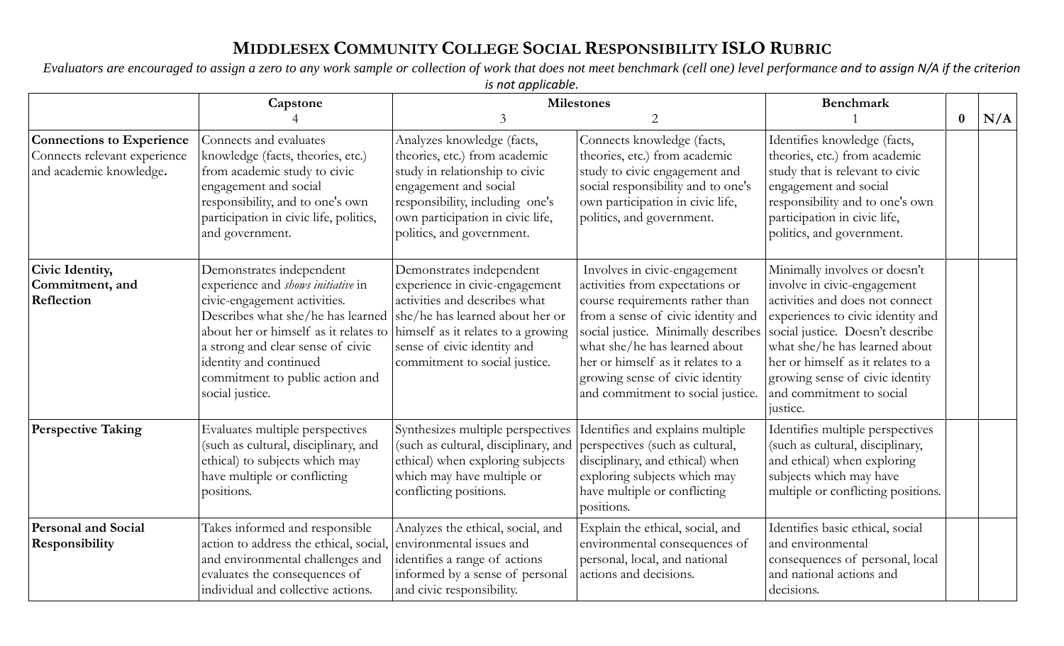# MIDDLESEX COMMUNITY COLLEGE SOCIAL RESPONSIBILITY ISLO RUBRIC

*Evaluators are encouraged to assign a zero to any work sample or collection of work that does not meet benchmark (cell one) level performance and to assign N/A if the criterion is not applicable.*

| | Capstone<br>4 | Milestones<br>3 | <br>2 | Benchmark<br>1 | 0 | N/A |
|---|---|---|---|---|---|---|
| **Connections to Experience**<br>Connects relevant experience and academic knowledge**.** | Connects and evaluates knowledge (facts, theories, etc.) from academic study to civic engagement and social responsibility, and to one's own participation in civic life, politics, and government. | Analyzes knowledge (facts, theories, etc.) from academic study in relationship to civic engagement and social responsibility, including one's own participation in civic life, politics, and government. | Connects knowledge (facts, theories, etc.) from academic study to civic engagement and social responsibility and to one's own participation in civic life, politics, and government. | Identifies knowledge (facts, theories, etc.) from academic study that is relevant to civic engagement and social responsibility and to one's own participation in civic life, politics, and government. | | |
| **Civic Identity, Commitment, and Reflection** | Demonstrates independent experience and *shows initiative* in civic-engagement activities. Describes what she/he has learned about her or himself as it relates to a strong and clear sense of civic identity and continued commitment to public action and social justice. | Demonstrates independent experience in civic-engagement activities and describes what she/he has learned about her or himself as it relates to a growing sense of civic identity and commitment to social justice. | Involves in civic-engagement activities from expectations or course requirements rather than from a sense of civic identity and social justice. Minimally describes what she/he has learned about her or himself as it relates to a growing sense of civic identity and commitment to social justice. | Minimally involves or doesn't involve in civic-engagement activities and does not connect experiences to civic identity and social justice. Doesn't describe what she/he has learned about her or himself as it relates to a growing sense of civic identity and commitment to social justice. | | |
| **Perspective Taking** | Evaluates multiple perspectives (such as cultural, disciplinary, and ethical) to subjects which may have multiple or conflicting positions. | Synthesizes multiple perspectives (such as cultural, disciplinary, and ethical) when exploring subjects which may have multiple or conflicting positions. | Identifies and explains multiple perspectives (such as cultural, disciplinary, and ethical) when exploring subjects which may have multiple or conflicting positions. | Identifies multiple perspectives (such as cultural, disciplinary, and ethical) when exploring subjects which may have multiple or conflicting positions. | | |
| **Personal and Social Responsibility** | Takes informed and responsible action to address the ethical, social, and environmental challenges and evaluates the consequences of individual and collective actions. | Analyzes the ethical, social, and environmental issues and identifies a range of actions informed by a sense of personal and civic responsibility. | Explain the ethical, social, and environmental consequences of personal, local, and national actions and decisions. | Identifies basic ethical, social and environmental consequences of personal, local and national actions and decisions. | | |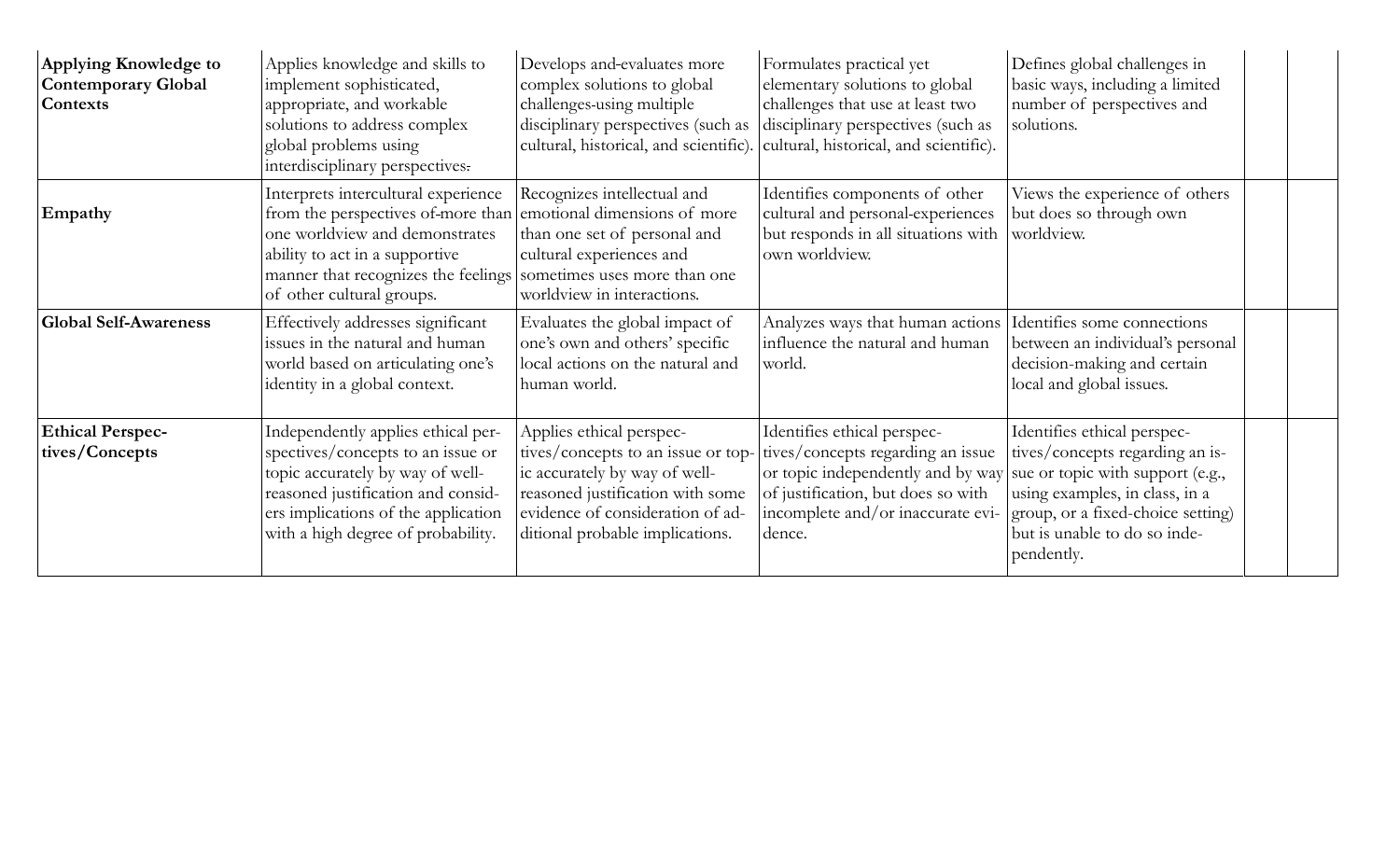| | | | | | | |
|---|---|---|---|---|---|---|
| **Applying Knowledge to Contemporary Global Contexts** | Applies knowledge and skills to implement sophisticated, appropriate, and workable solutions to address complex global problems using interdisciplinary perspectives. | Develops and evaluates more complex solutions to global challenges using multiple disciplinary perspectives (such as cultural, historical, and scientific). | Formulates practical yet elementary solutions to global challenges that use at least two disciplinary perspectives (such as cultural, historical, and scientific). | Defines global challenges in basic ways, including a limited number of perspectives and solutions. | | |
| **Empathy** | Interprets intercultural experience from the perspectives of more than one worldview and demonstrates ability to act in a supportive manner that recognizes the feelings of other cultural groups. | Recognizes intellectual and emotional dimensions of more than one set of personal and cultural experiences and sometimes uses more than one worldview in interactions. | Identifies components of other cultural and personal experiences but responds in all situations with own worldview. | Views the experience of others but does so through own worldview. | | |
| **Global Self-Awareness** | Effectively addresses significant issues in the natural and human world based on articulating one's identity in a global context. | Evaluates the global impact of one's own and others' specific local actions on the natural and human world. | Analyzes ways that human actions influence the natural and human world. | Identifies some connections between an individual's personal decision-making and certain local and global issues. | | |
| **Ethical Perspectives/Concepts** | Independently applies ethical perspectives/concepts to an issue or topic accurately by way of well-reasoned justification and considers implications of the application with a high degree of probability. | Applies ethical perspectives/concepts to an issue or topic accurately by way of well-reasoned justification with some evidence of consideration of additional probable implications. | Identifies ethical perspectives/concepts regarding an issue or topic independently and by way of justification, but does so with incomplete and/or inaccurate evidence. | Identifies ethical perspectives/concepts regarding an issue or topic with support (e.g., using examples, in class, in a group, or a fixed-choice setting) but is unable to do so independently. | | |